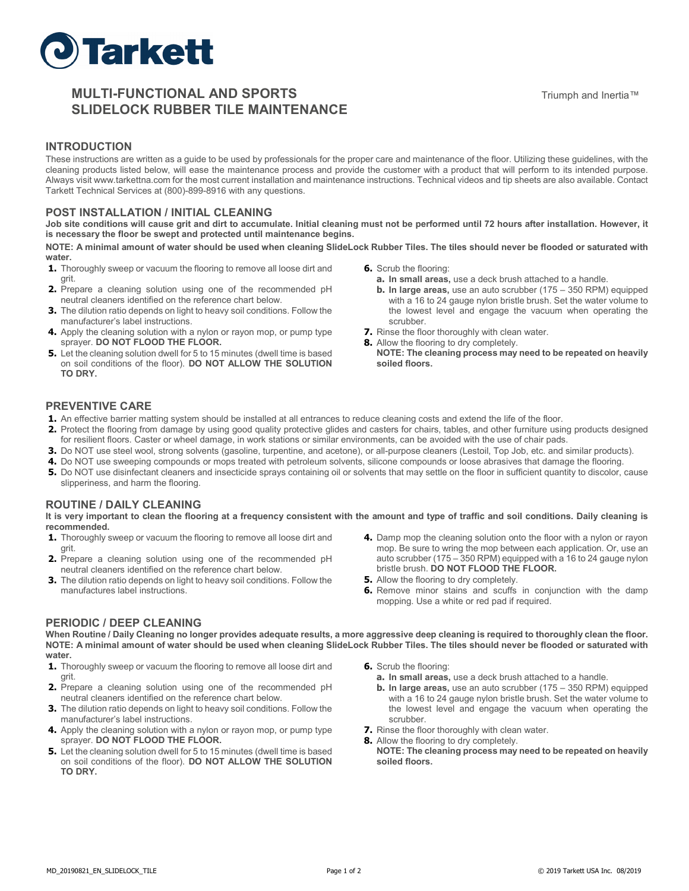Tarkett

# MULTI-FUNCTIONAL AND SPORTS SLIDELOCK RUBBER TILE MAINTENANCE

Triumph and Inertia™

## INTRODUCTION

These instructions are written as a guide to be used by professionals for the proper care and maintenance of the floor. Utilizing these guidelines, with the cleaning products listed below, will ease the maintenance process and provide the customer with a product that will perform to its intended purpose. Always visit www.tarkettna.com for the most current installation and maintenance instructions. Technical videos and tip sheets are also available. Contact Tarkett Technical Services at (800)-899-8916 with any questions.

## POST INSTALLATION / INITIAL CLEANING

**Job site conditions will cause grit and dirt to accumulate. Initial cleaning must not be performed until 72 hours after installation. However, it is necessary the floor be swept and protected until maintenance begins.**

**NOTE: A minimal amount of water should be used when cleaning SlideLock Rubber Tiles. The tiles should never be flooded or saturated with water.**

1. Thoroughly sweep or vacuum the flooring to remove all loose dirt and grit.
2. Prepare a cleaning solution using one of the recommended pH neutral cleaners identified on the reference chart below.
3. The dilution ratio depends on light to heavy soil conditions. Follow the manufacturer's label instructions.
4. Apply the cleaning solution with a nylon or rayon mop, or pump type sprayer. **DO NOT FLOOD THE FLOOR.**
5. Let the cleaning solution dwell for 5 to 15 minutes (dwell time is based on soil conditions of the floor). **DO NOT ALLOW THE SOLUTION TO DRY.**
6. Scrub the flooring:
   a. **In small areas,** use a deck brush attached to a handle.
   b. **In large areas,** use an auto scrubber (175 – 350 RPM) equipped with a 16 to 24 gauge nylon bristle brush. Set the water volume to the lowest level and engage the vacuum when operating the scrubber.
7. Rinse the floor thoroughly with clean water.
8. Allow the flooring to dry completely.
   **NOTE: The cleaning process may need to be repeated on heavily soiled floors.**

## PREVENTIVE CARE

1. An effective barrier matting system should be installed at all entrances to reduce cleaning costs and extend the life of the floor.
2. Protect the flooring from damage by using good quality protective glides and casters for chairs, tables, and other furniture using products designed for resilient floors. Caster or wheel damage, in work stations or similar environments, can be avoided with the use of chair pads.
3. Do NOT use steel wool, strong solvents (gasoline, turpentine, and acetone), or all-purpose cleaners (Lestoil, Top Job, etc. and similar products).
4. Do NOT use sweeping compounds or mops treated with petroleum solvents, silicone compounds or loose abrasives that damage the flooring.
5. Do NOT use disinfectant cleaners and insecticide sprays containing oil or solvents that may settle on the floor in sufficient quantity to discolor, cause slipperiness, and harm the flooring.

## ROUTINE / DAILY CLEANING

**It is very important to clean the flooring at a frequency consistent with the amount and type of traffic and soil conditions. Daily cleaning is recommended.**

1. Thoroughly sweep or vacuum the flooring to remove all loose dirt and grit.
2. Prepare a cleaning solution using one of the recommended pH neutral cleaners identified on the reference chart below.
3. The dilution ratio depends on light to heavy soil conditions. Follow the manufactures label instructions.
4. Damp mop the cleaning solution onto the floor with a nylon or rayon mop. Be sure to wring the mop between each application. Or, use an auto scrubber (175 – 350 RPM) equipped with a 16 to 24 gauge nylon bristle brush. **DO NOT FLOOD THE FLOOR.**
5. Allow the flooring to dry completely.
6. Remove minor stains and scuffs in conjunction with the damp mopping. Use a white or red pad if required.

## PERIODIC / DEEP CLEANING

**When Routine / Daily Cleaning no longer provides adequate results, a more aggressive deep cleaning is required to thoroughly clean the floor.**
**NOTE: A minimal amount of water should be used when cleaning SlideLock Rubber Tiles. The tiles should never be flooded or saturated with water.**

1. Thoroughly sweep or vacuum the flooring to remove all loose dirt and grit.
2. Prepare a cleaning solution using one of the recommended pH neutral cleaners identified on the reference chart below.
3. The dilution ratio depends on light to heavy soil conditions. Follow the manufacturer's label instructions.
4. Apply the cleaning solution with a nylon or rayon mop, or pump type sprayer. **DO NOT FLOOD THE FLOOR.**
5. Let the cleaning solution dwell for 5 to 15 minutes (dwell time is based on soil conditions of the floor). **DO NOT ALLOW THE SOLUTION TO DRY.**
6. Scrub the flooring:
   a. **In small areas,** use a deck brush attached to a handle.
   b. **In large areas,** use an auto scrubber (175 – 350 RPM) equipped with a 16 to 24 gauge nylon bristle brush. Set the water volume to the lowest level and engage the vacuum when operating the scrubber.
7. Rinse the floor thoroughly with clean water.
8. Allow the flooring to dry completely.
   **NOTE: The cleaning process may need to be repeated on heavily soiled floors.**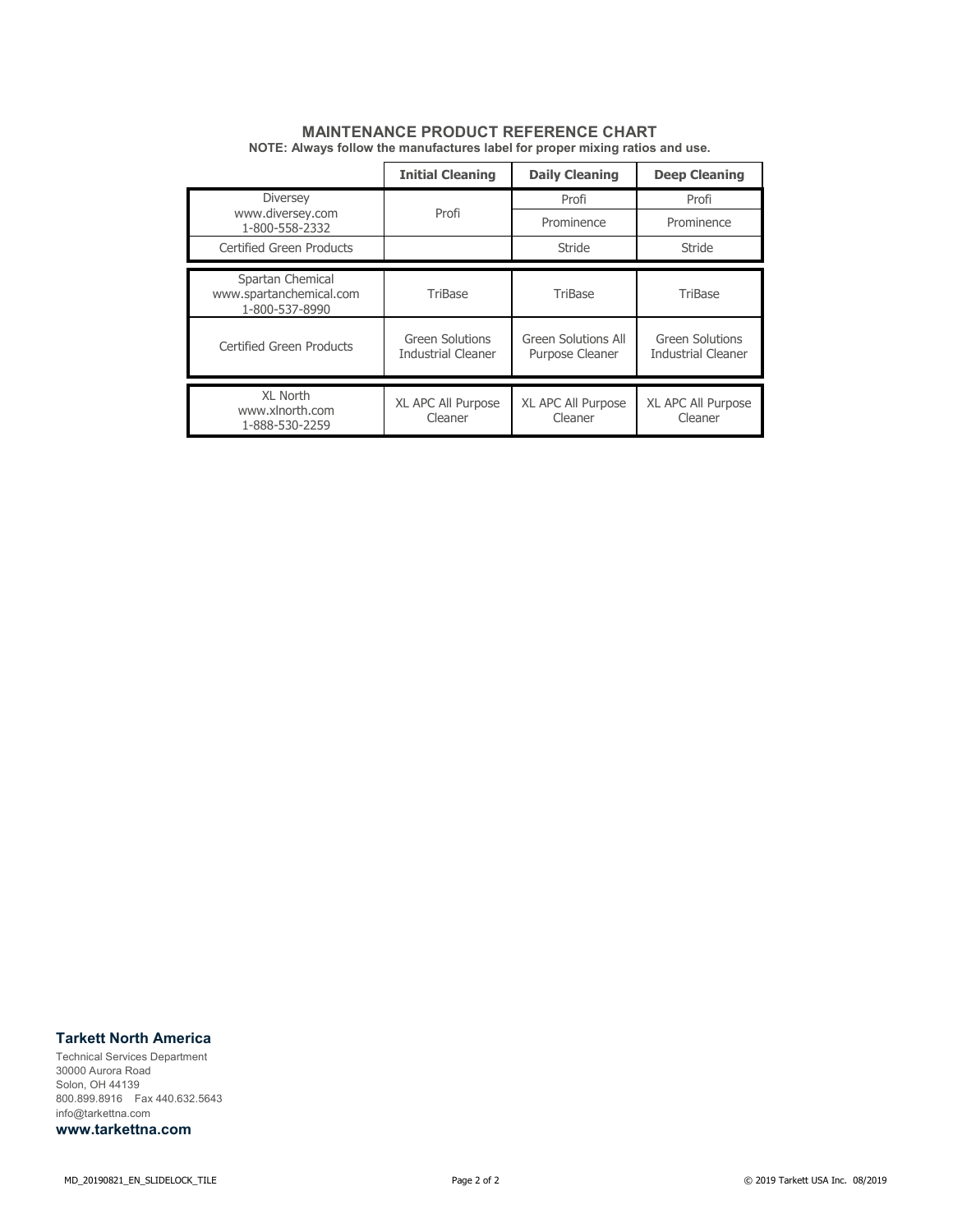## MAINTENANCE PRODUCT REFERENCE CHART

**NOTE: Always follow the manufactures label for proper mixing ratios and use.**

| | Initial Cleaning | Daily Cleaning | Deep Cleaning |
|---|---|---|---|
| Diversey<br>www.diversey.com<br>1-800-558-2332 | Profi | Profi | Profi |
| | | Prominence | Prominence |
| Certified Green Products | | Stride | Stride |
| Spartan Chemical<br>www.spartanchemical.com<br>1-800-537-8990 | TriBase | TriBase | TriBase |
| Certified Green Products | Green Solutions Industrial Cleaner | Green Solutions All Purpose Cleaner | Green Solutions Industrial Cleaner |
| XL North<br>www.xlnorth.com<br>1-888-530-2259 | XL APC All Purpose Cleaner | XL APC All Purpose Cleaner | XL APC All Purpose Cleaner |

**Tarkett North America**

Technical Services Department
30000 Aurora Road
Solon, OH 44139
800.899.8916 Fax 440.632.5643
info@tarkettna.com

**www.tarkettna.com**

MD_20190821_EN_SLIDELOCK_TILE

© 2019 Tarkett USA Inc. 08/2019